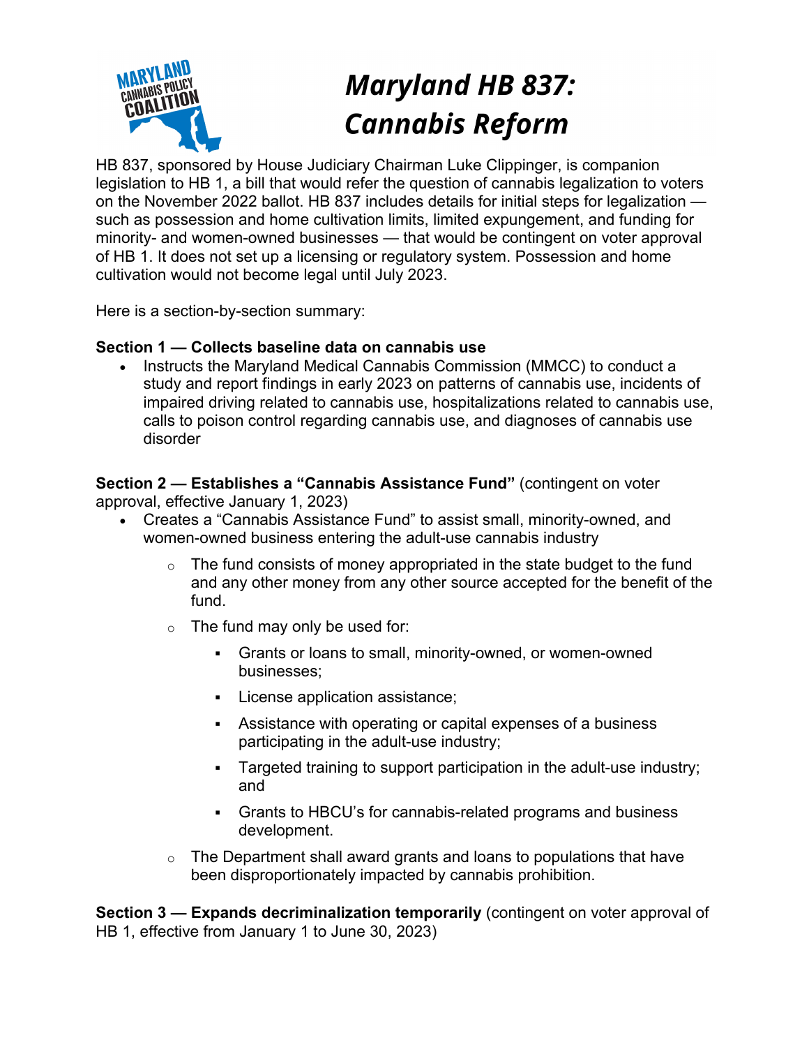# *Maryland HB 837: Cannabis Reform*

HB 837, sponsored by House Judiciary Chairman Luke Clippinger, is companion legislation to HB 1, a bill that would refer the question of cannabis legalization to voters on the November 2022 ballot. HB 837 includes details for initial steps for legalization — such as possession and home cultivation limits, limited expungement, and funding for minority- and women-owned businesses — that would be contingent on voter approval of HB 1. It does not set up a licensing or regulatory system. Possession and home cultivation would not become legal until July 2023.

Here is a section-by-section summary:

**Section 1 — Collects baseline data on cannabis use**

- Instructs the Maryland Medical Cannabis Commission (MMCC) to conduct a study and report findings in early 2023 on patterns of cannabis use, incidents of impaired driving related to cannabis use, hospitalizations related to cannabis use, calls to poison control regarding cannabis use, and diagnoses of cannabis use disorder

**Section 2 — Establishes a "Cannabis Assistance Fund"** (contingent on voter approval, effective January 1, 2023)

- Creates a "Cannabis Assistance Fund" to assist small, minority-owned, and women-owned business entering the adult-use cannabis industry
  - The fund consists of money appropriated in the state budget to the fund and any other money from any other source accepted for the benefit of the fund.
  - The fund may only be used for:
    - Grants or loans to small, minority-owned, or women-owned businesses;
    - License application assistance;
    - Assistance with operating or capital expenses of a business participating in the adult-use industry;
    - Targeted training to support participation in the adult-use industry; and
    - Grants to HBCU's for cannabis-related programs and business development.
  - The Department shall award grants and loans to populations that have been disproportionately impacted by cannabis prohibition.

**Section 3 — Expands decriminalization temporarily** (contingent on voter approval of HB 1, effective from January 1 to June 30, 2023)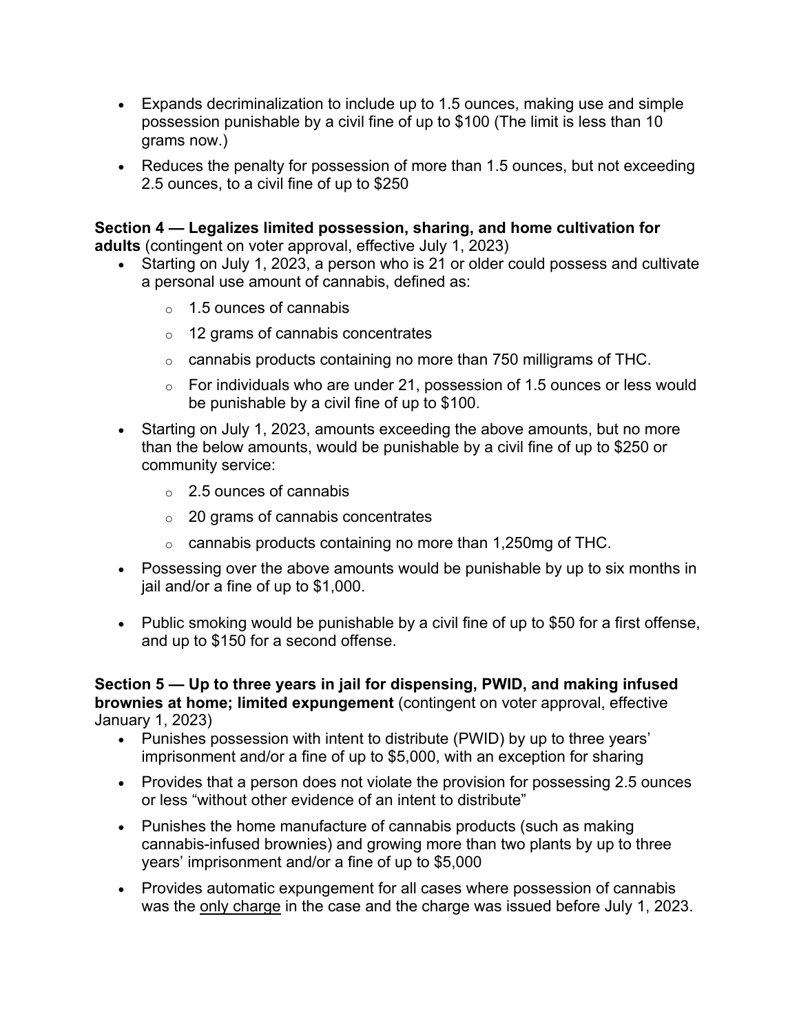- Expands decriminalization to include up to 1.5 ounces, making use and simple possession punishable by a civil fine of up to $100 (The limit is less than 10 grams now.)
- Reduces the penalty for possession of more than 1.5 ounces, but not exceeding 2.5 ounces, to a civil fine of up to $250

**Section 4 — Legalizes limited possession, sharing, and home cultivation for adults** (contingent on voter approval, effective July 1, 2023)

- Starting on July 1, 2023, a person who is 21 or older could possess and cultivate a personal use amount of cannabis, defined as:
  - 1.5 ounces of cannabis
  - 12 grams of cannabis concentrates
  - cannabis products containing no more than 750 milligrams of THC.
  - For individuals who are under 21, possession of 1.5 ounces or less would be punishable by a civil fine of up to $100.
- Starting on July 1, 2023, amounts exceeding the above amounts, but no more than the below amounts, would be punishable by a civil fine of up to $250 or community service:
  - 2.5 ounces of cannabis
  - 20 grams of cannabis concentrates
  - cannabis products containing no more than 1,250mg of THC.
- Possessing over the above amounts would be punishable by up to six months in jail and/or a fine of up to $1,000.
- Public smoking would be punishable by a civil fine of up to $50 for a first offense, and up to $150 for a second offense.

**Section 5 — Up to three years in jail for dispensing, PWID, and making infused brownies at home; limited expungement** (contingent on voter approval, effective January 1, 2023)

- Punishes possession with intent to distribute (PWID) by up to three years' imprisonment and/or a fine of up to $5,000, with an exception for sharing
- Provides that a person does not violate the provision for possessing 2.5 ounces or less "without other evidence of an intent to distribute"
- Punishes the home manufacture of cannabis products (such as making cannabis-infused brownies) and growing more than two plants by up to three years' imprisonment and/or a fine of up to $5,000
- Provides automatic expungement for all cases where possession of cannabis was the <u>only charge</u> in the case and the charge was issued before July 1, 2023.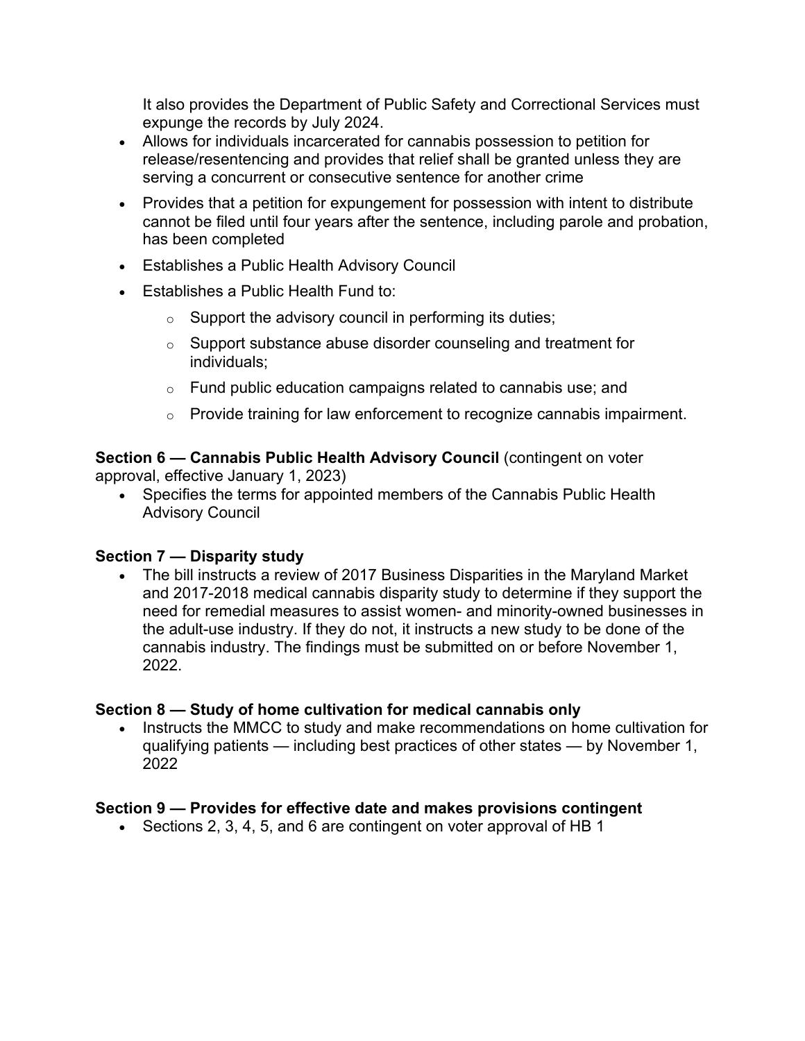It also provides the Department of Public Safety and Correctional Services must expunge the records by July 2024.

- Allows for individuals incarcerated for cannabis possession to petition for release/resentencing and provides that relief shall be granted unless they are serving a concurrent or consecutive sentence for another crime
- Provides that a petition for expungement for possession with intent to distribute cannot be filed until four years after the sentence, including parole and probation, has been completed
- Establishes a Public Health Advisory Council
- Establishes a Public Health Fund to:
    - Support the advisory council in performing its duties;
    - Support substance abuse disorder counseling and treatment for individuals;
    - Fund public education campaigns related to cannabis use; and
    - Provide training for law enforcement to recognize cannabis impairment.

**Section 6 — Cannabis Public Health Advisory Council** (contingent on voter approval, effective January 1, 2023)

- Specifies the terms for appointed members of the Cannabis Public Health Advisory Council

**Section 7 — Disparity study**

- The bill instructs a review of 2017 Business Disparities in the Maryland Market and 2017-2018 medical cannabis disparity study to determine if they support the need for remedial measures to assist women- and minority-owned businesses in the adult-use industry. If they do not, it instructs a new study to be done of the cannabis industry. The findings must be submitted on or before November 1, 2022.

**Section 8 — Study of home cultivation for medical cannabis only**

- Instructs the MMCC to study and make recommendations on home cultivation for qualifying patients — including best practices of other states — by November 1, 2022

**Section 9 — Provides for effective date and makes provisions contingent**

- Sections 2, 3, 4, 5, and 6 are contingent on voter approval of HB 1